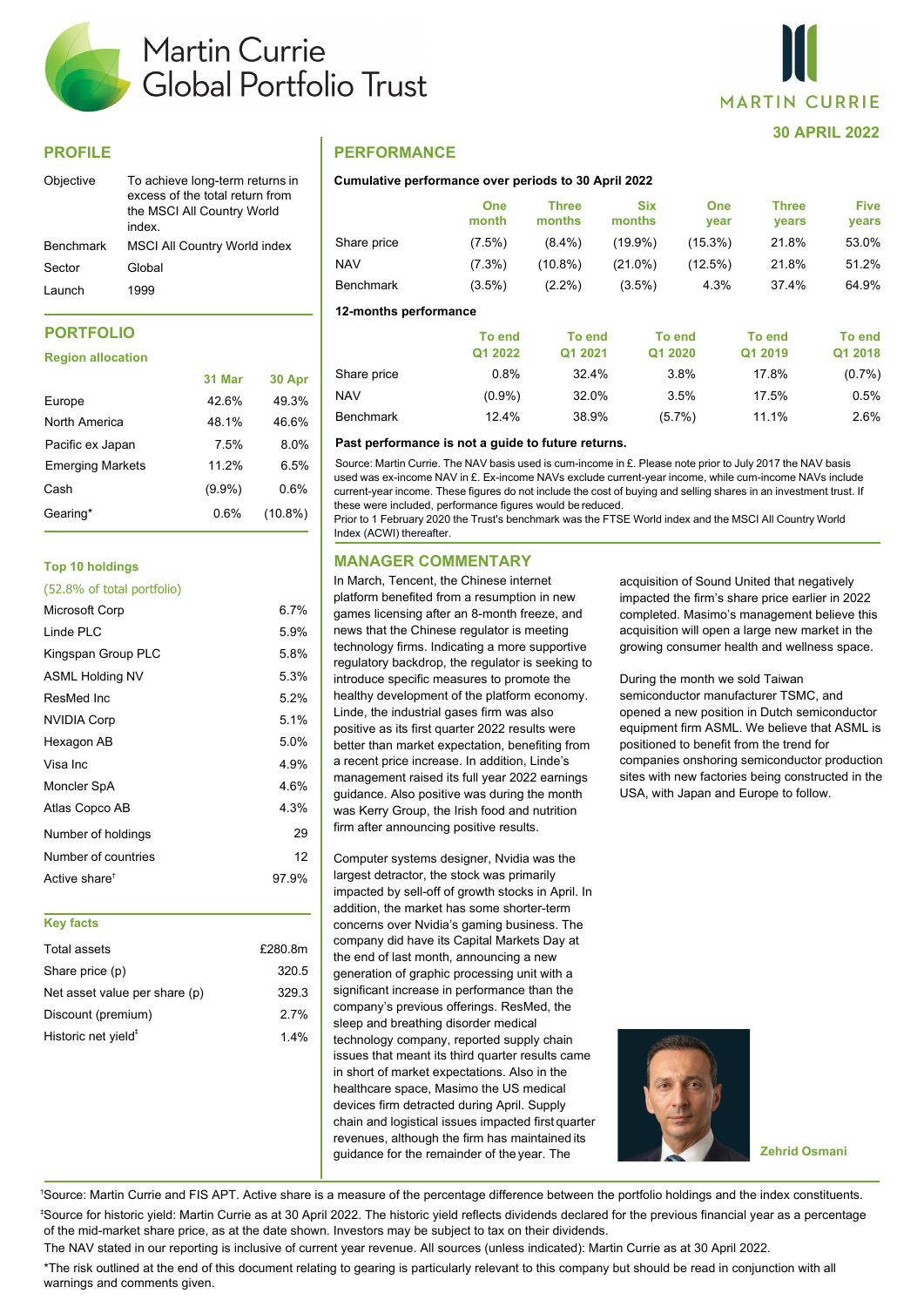# Martin Currie Global Portfolio Trust

MARTIN CURRIE

**30 APRIL 2022**

## PROFILE

| | |
|---|---|
| Objective | To achieve long-term returns in excess of the total return from the MSCI All Country World index. |
| Benchmark | MSCI All Country World index |
| Sector | Global |
| Launch | 1999 |

## PORTFOLIO

### Region allocation

| | 31 Mar | 30 Apr |
|---|---|---|
| Europe | 42.6% | 49.3% |
| North America | 48.1% | 46.6% |
| Pacific ex Japan | 7.5% | 8.0% |
| Emerging Markets | 11.2% | 6.5% |
| Cash | (9.9%) | 0.6% |
| Gearing* | 0.6% | (10.8%) |

### Top 10 holdings

(52.8% of total portfolio)

| | |
|---|---|
| Microsoft Corp | 6.7% |
| Linde PLC | 5.9% |
| Kingspan Group PLC | 5.8% |
| ASML Holding NV | 5.3% |
| ResMed Inc | 5.2% |
| NVIDIA Corp | 5.1% |
| Hexagon AB | 5.0% |
| Visa Inc | 4.9% |
| Moncler SpA | 4.6% |
| Atlas Copco AB | 4.3% |
| Number of holdings | 29 |
| Number of countries | 12 |
| Active share† | 97.9% |

### Key facts

| | |
|---|---|
| Total assets | £280.8m |
| Share price (p) | 320.5 |
| Net asset value per share (p) | 329.3 |
| Discount (premium) | 2.7% |
| Historic net yield‡ | 1.4% |

## PERFORMANCE

**Cumulative performance over periods to 30 April 2022**

| | One month | Three months | Six months | One year | Three years | Five years |
|---|---|---|---|---|---|---|
| Share price | (7.5%) | (8.4%) | (19.9%) | (15.3%) | 21.8% | 53.0% |
| NAV | (7.3%) | (10.8%) | (21.0%) | (12.5%) | 21.8% | 51.2% |
| Benchmark | (3.5%) | (2.2%) | (3.5%) | 4.3% | 37.4% | 64.9% |

**12-months performance**

| | To end Q1 2022 | To end Q1 2021 | To end Q1 2020 | To end Q1 2019 | To end Q1 2018 |
|---|---|---|---|---|---|
| Share price | 0.8% | 32.4% | 3.8% | 17.8% | (0.7%) |
| NAV | (0.9%) | 32.0% | 3.5% | 17.5% | 0.5% |
| Benchmark | 12.4% | 38.9% | (5.7%) | 11.1% | 2.6% |

**Past performance is not a guide to future returns.**

Source: Martin Currie. The NAV basis used is cum-income in £. Please note prior to July 2017 the NAV basis used was ex-income NAV in £. Ex-income NAVs exclude current-year income, while cum-income NAVs include current-year income. These figures do not include the cost of buying and selling shares in an investment trust. If these were included, performance figures would be reduced.

Prior to 1 February 2020 the Trust's benchmark was the FTSE World index and the MSCI All Country World Index (ACWI) thereafter.

## MANAGER COMMENTARY

In March, Tencent, the Chinese internet platform benefited from a resumption in new games licensing after an 8-month freeze, and news that the Chinese regulator is meeting technology firms. Indicating a more supportive regulatory backdrop, the regulator is seeking to introduce specific measures to promote the healthy development of the platform economy. Linde, the industrial gases firm was also positive as its first quarter 2022 results were better than market expectation, benefiting from a recent price increase. In addition, Linde's management raised its full year 2022 earnings guidance. Also positive was during the month was Kerry Group, the Irish food and nutrition firm after announcing positive results.

Computer systems designer, Nvidia was the largest detractor, the stock was primarily impacted by sell-off of growth stocks in April. In addition, the market has some shorter-term concerns over Nvidia's gaming business. The company did have its Capital Markets Day at the end of last month, announcing a new generation of graphic processing unit with a significant increase in performance than the company's previous offerings. ResMed, the sleep and breathing disorder medical technology company, reported supply chain issues that meant its third quarter results came in short of market expectations. Also in the healthcare space, Masimo the US medical devices firm detracted during April. Supply chain and logistical issues impacted first quarter revenues, although the firm has maintained its guidance for the remainder of the year. The acquisition of Sound United that negatively impacted the firm's share price earlier in 2022 completed. Masimo's management believe this acquisition will open a large new market in the growing consumer health and wellness space.

During the month we sold Taiwan semiconductor manufacturer TSMC, and opened a new position in Dutch semiconductor equipment firm ASML. We believe that ASML is positioned to benefit from the trend for companies onshoring semiconductor production sites with new factories being constructed in the USA, with Japan and Europe to follow.

**Zehrid Osmani**

†Source: Martin Currie and FIS APT. Active share is a measure of the percentage difference between the portfolio holdings and the index constituents.

‡Source for historic yield: Martin Currie as at 30 April 2022. The historic yield reflects dividends declared for the previous financial year as a percentage of the mid-market share price, as at the date shown. Investors may be subject to tax on their dividends.

The NAV stated in our reporting is inclusive of current year revenue. All sources (unless indicated): Martin Currie as at 30 April 2022.

*The risk outlined at the end of this document relating to gearing is particularly relevant to this company but should be read in conjunction with all warnings and comments given.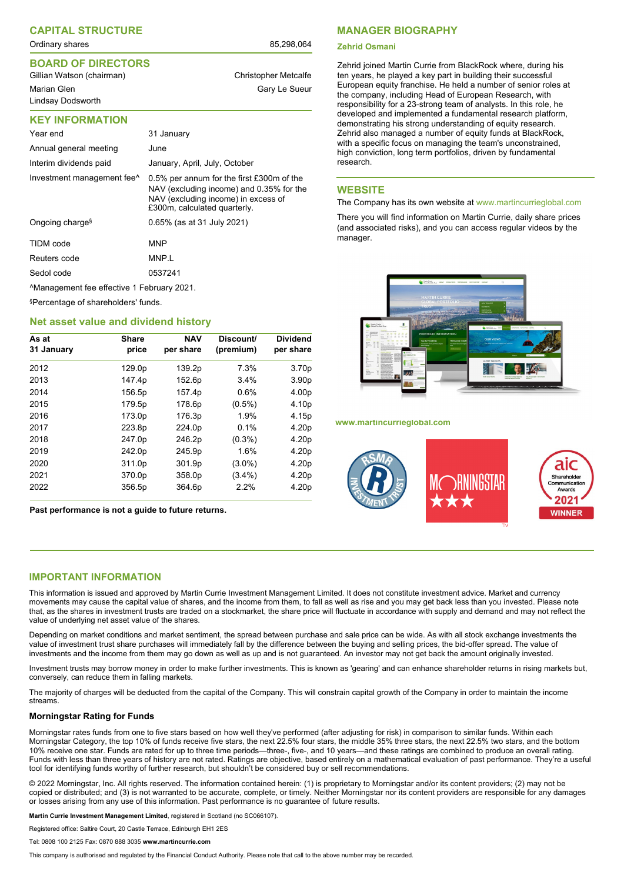## CAPITAL STRUCTURE

| | |
|---|---|
| Ordinary shares | 85,298,064 |

## BOARD OF DIRECTORS

Gillian Watson (chairman)
Marian Glen
Lindsay Dodsworth
Christopher Metcalfe
Gary Le Sueur

## KEY INFORMATION

| | |
|---|---|
| Year end | 31 January |
| Annual general meeting | June |
| Interim dividends paid | January, April, July, October |
| Investment management fee^ | 0.5% per annum for the first £300m of the NAV (excluding income) and 0.35% for the NAV (excluding income) in excess of £300m, calculated quarterly. |
| Ongoing charge§ | 0.65% (as at 31 July 2021) |
| TIDM code | MNP |
| Reuters code | MNP.L |
| Sedol code | 0537241 |

^Management fee effective 1 February 2021.

§Percentage of shareholders' funds.

## Net asset value and dividend history

| As at 31 January | Share price | NAV per share | Discount/ (premium) | Dividend per share |
|---|---|---|---|---|
| 2012 | 129.0p | 139.2p | 7.3% | 3.70p |
| 2013 | 147.4p | 152.6p | 3.4% | 3.90p |
| 2014 | 156.5p | 157.4p | 0.6% | 4.00p |
| 2015 | 179.5p | 178.6p | (0.5%) | 4.10p |
| 2016 | 173.0p | 176.3p | 1.9% | 4.15p |
| 2017 | 223.8p | 224.0p | 0.1% | 4.20p |
| 2018 | 247.0p | 246.2p | (0.3%) | 4.20p |
| 2019 | 242.0p | 245.9p | 1.6% | 4.20p |
| 2020 | 311.0p | 301.9p | (3.0%) | 4.20p |
| 2021 | 370.0p | 358.0p | (3.4%) | 4.20p |
| 2022 | 356.5p | 364.6p | 2.2% | 4.20p |

**Past performance is not a guide to future returns.**

## MANAGER BIOGRAPHY

### Zehrid Osmani

Zehrid joined Martin Currie from BlackRock where, during his ten years, he played a key part in building their successful European equity franchise. He held a number of senior roles at the company, including Head of European Research, with responsibility for a 23-strong team of analysts. In this role, he developed and implemented a fundamental research platform, demonstrating his strong understanding of equity research. Zehrid also managed a number of equity funds at BlackRock, with a specific focus on managing the team's unconstrained, high conviction, long term portfolios, driven by fundamental research.

## WEBSITE

The Company has its own website at www.martincurrieglobal.com

There you will find information on Martin Currie, daily share prices (and associated risks), and you can access regular videos by the manager.

www.martincurrieglobal.com

## IMPORTANT INFORMATION

This information is issued and approved by Martin Currie Investment Management Limited. It does not constitute investment advice. Market and currency movements may cause the capital value of shares, and the income from them, to fall as well as rise and you may get back less than you invested. Please note that, as the shares in investment trusts are traded on a stockmarket, the share price will fluctuate in accordance with supply and demand and may not reflect the value of underlying net asset value of the shares.

Depending on market conditions and market sentiment, the spread between purchase and sale price can be wide. As with all stock exchange investments the value of investment trust share purchases will immediately fall by the difference between the buying and selling prices, the bid-offer spread. The value of investments and the income from them may go down as well as up and is not guaranteed. An investor may not get back the amount originally invested.

Investment trusts may borrow money in order to make further investments. This is known as 'gearing' and can enhance shareholder returns in rising markets but, conversely, can reduce them in falling markets.

The majority of charges will be deducted from the capital of the Company. This will constrain capital growth of the Company in order to maintain the income streams.

### Morningstar Rating for Funds

Morningstar rates funds from one to five stars based on how well they've performed (after adjusting for risk) in comparison to similar funds. Within each Morningstar Category, the top 10% of funds receive five stars, the next 22.5% four stars, the middle 35% three stars, the next 22.5% two stars, and the bottom 10% receive one star. Funds are rated for up to three time periods—three-, five-, and 10 years—and these ratings are combined to produce an overall rating. Funds with less than three years of history are not rated. Ratings are objective, based entirely on a mathematical evaluation of past performance. They're a useful tool for identifying funds worthy of further research, but shouldn't be considered buy or sell recommendations.

© 2022 Morningstar, Inc. All rights reserved. The information contained herein: (1) is proprietary to Morningstar and/or its content providers; (2) may not be copied or distributed; and (3) is not warranted to be accurate, complete, or timely. Neither Morningstar nor its content providers are responsible for any damages or losses arising from any use of this information. Past performance is no guarantee of future results.

**Martin Currie Investment Management Limited**, registered in Scotland (no SC066107).

Registered office: Saltire Court, 20 Castle Terrace, Edinburgh EH1 2ES

Tel: 0808 100 2125 Fax: 0870 888 3035 **www.martincurrie.com**

This company is authorised and regulated by the Financial Conduct Authority. Please note that call to the above number may be recorded.